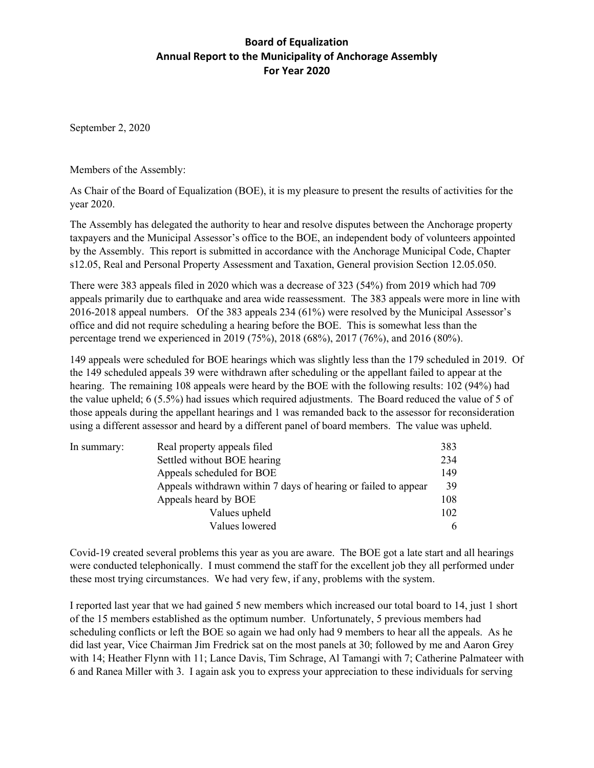# Board of Equalization
## Annual Report to the Municipality of Anchorage Assembly
## For Year 2020

September 2, 2020

Members of the Assembly:

As Chair of the Board of Equalization (BOE), it is my pleasure to present the results of activities for the year 2020.

The Assembly has delegated the authority to hear and resolve disputes between the Anchorage property taxpayers and the Municipal Assessor's office to the BOE, an independent body of volunteers appointed by the Assembly. This report is submitted in accordance with the Anchorage Municipal Code, Chapter s12.05, Real and Personal Property Assessment and Taxation, General provision Section 12.05.050.

There were 383 appeals filed in 2020 which was a decrease of 323 (54%) from 2019 which had 709 appeals primarily due to earthquake and area wide reassessment. The 383 appeals were more in line with 2016-2018 appeal numbers. Of the 383 appeals 234 (61%) were resolved by the Municipal Assessor's office and did not require scheduling a hearing before the BOE. This is somewhat less than the percentage trend we experienced in 2019 (75%), 2018 (68%), 2017 (76%), and 2016 (80%).

149 appeals were scheduled for BOE hearings which was slightly less than the 179 scheduled in 2019. Of the 149 scheduled appeals 39 were withdrawn after scheduling or the appellant failed to appear at the hearing. The remaining 108 appeals were heard by the BOE with the following results: 102 (94%) had the value upheld; 6 (5.5%) had issues which required adjustments. The Board reduced the value of 5 of those appeals during the appellant hearings and 1 was remanded back to the assessor for reconsideration using a different assessor and heard by a different panel of board members. The value was upheld.

| In summary: | | |
|---|---|---|
| | Real property appeals filed | 383 |
| | Settled without BOE hearing | 234 |
| | Appeals scheduled for BOE | 149 |
| | Appeals withdrawn within 7 days of hearing or failed to appear | 39 |
| | Appeals heard by BOE | 108 |
| | Values upheld | 102 |
| | Values lowered | 6 |

Covid-19 created several problems this year as you are aware. The BOE got a late start and all hearings were conducted telephonically. I must commend the staff for the excellent job they all performed under these most trying circumstances. We had very few, if any, problems with the system.

I reported last year that we had gained 5 new members which increased our total board to 14, just 1 short of the 15 members established as the optimum number. Unfortunately, 5 previous members had scheduling conflicts or left the BOE so again we had only had 9 members to hear all the appeals. As he did last year, Vice Chairman Jim Fredrick sat on the most panels at 30; followed by me and Aaron Grey with 14; Heather Flynn with 11; Lance Davis, Tim Schrage, Al Tamangi with 7; Catherine Palmateer with 6 and Ranea Miller with 3. I again ask you to express your appreciation to these individuals for serving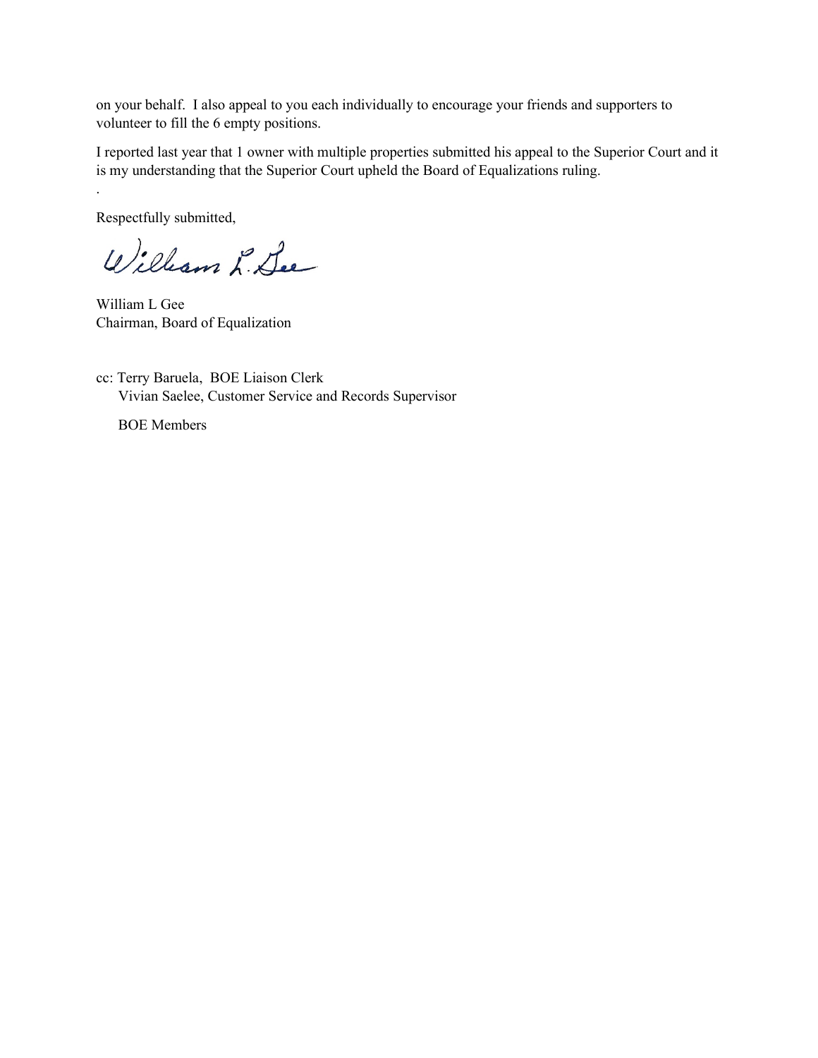on your behalf. I also appeal to you each individually to encourage your friends and supporters to volunteer to fill the 6 empty positions.

I reported last year that 1 owner with multiple properties submitted his appeal to the Superior Court and it is my understanding that the Superior Court upheld the Board of Equalizations ruling.

.

Respectfully submitted,

William L Gee

William L Gee
Chairman, Board of Equalization

cc: Terry Baruela, BOE Liaison Clerk
Vivian Saelee, Customer Service and Records Supervisor

BOE Members